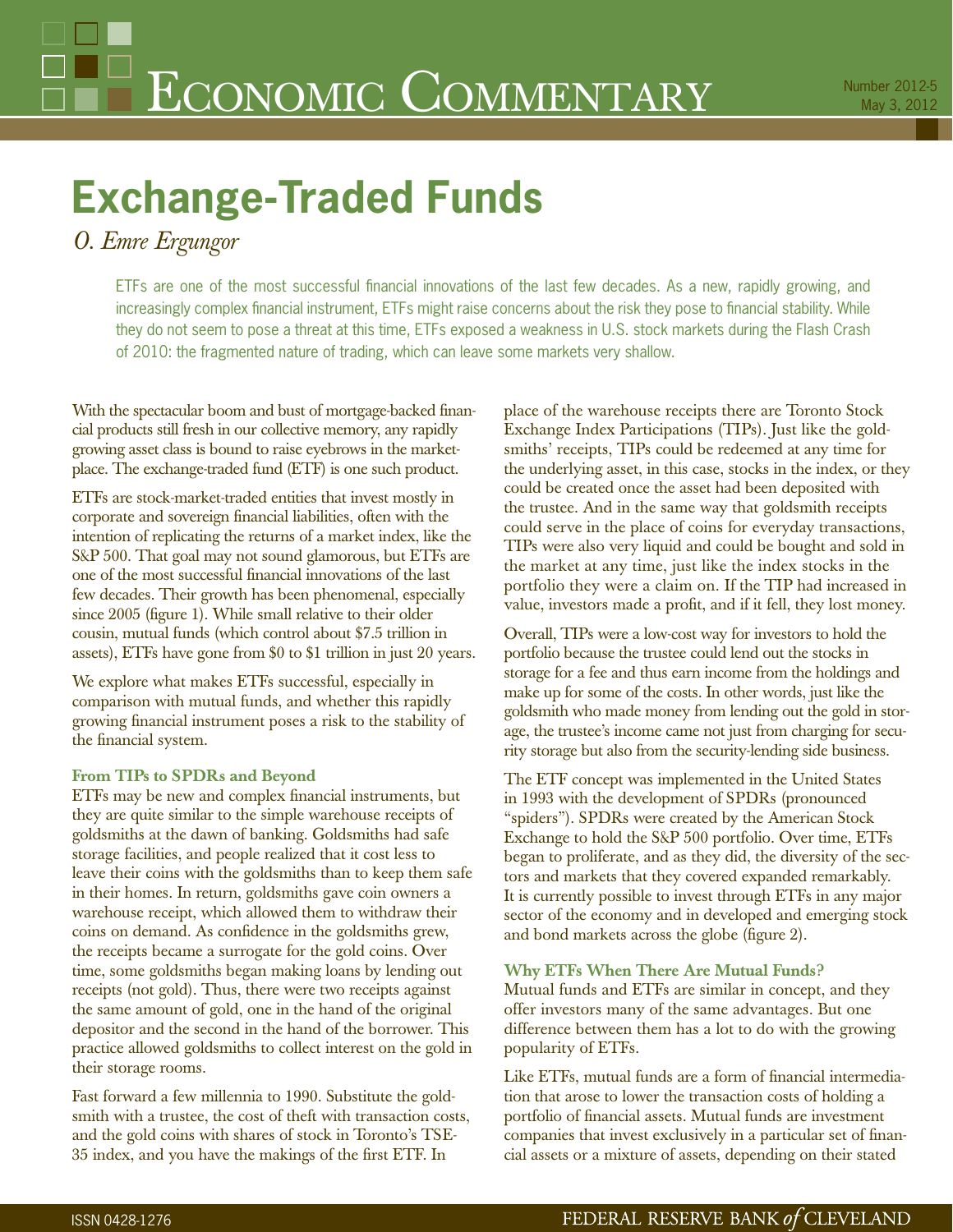# Economic Commentary

Number 2012-5
May 3, 2012

# Exchange-Traded Funds

*O. Emre Ergungor*

ETFs are one of the most successful financial innovations of the last few decades. As a new, rapidly growing, and increasingly complex financial instrument, ETFs might raise concerns about the risk they pose to financial stability. While they do not seem to pose a threat at this time, ETFs exposed a weakness in U.S. stock markets during the Flash Crash of 2010: the fragmented nature of trading, which can leave some markets very shallow.

With the spectacular boom and bust of mortgage-backed financial products still fresh in our collective memory, any rapidly growing asset class is bound to raise eyebrows in the marketplace. The exchange-traded fund (ETF) is one such product.

ETFs are stock-market-traded entities that invest mostly in corporate and sovereign financial liabilities, often with the intention of replicating the returns of a market index, like the S&P 500. That goal may not sound glamorous, but ETFs are one of the most successful financial innovations of the last few decades. Their growth has been phenomenal, especially since 2005 (figure 1). While small relative to their older cousin, mutual funds (which control about $7.5 trillion in assets), ETFs have gone from $0 to $1 trillion in just 20 years.

We explore what makes ETFs successful, especially in comparison with mutual funds, and whether this rapidly growing financial instrument poses a risk to the stability of the financial system.

### From TIPs to SPDRs and Beyond

ETFs may be new and complex financial instruments, but they are quite similar to the simple warehouse receipts of goldsmiths at the dawn of banking. Goldsmiths had safe storage facilities, and people realized that it cost less to leave their coins with the goldsmiths than to keep them safe in their homes. In return, goldsmiths gave coin owners a warehouse receipt, which allowed them to withdraw their coins on demand. As confidence in the goldsmiths grew, the receipts became a surrogate for the gold coins. Over time, some goldsmiths began making loans by lending out receipts (not gold). Thus, there were two receipts against the same amount of gold, one in the hand of the original depositor and the second in the hand of the borrower. This practice allowed goldsmiths to collect interest on the gold in their storage rooms.

Fast forward a few millennia to 1990. Substitute the goldsmith with a trustee, the cost of theft with transaction costs, and the gold coins with shares of stock in Toronto's TSE-35 index, and you have the makings of the first ETF. In place of the warehouse receipts there are Toronto Stock Exchange Index Participations (TIPs). Just like the goldsmiths' receipts, TIPs could be redeemed at any time for the underlying asset, in this case, stocks in the index, or they could be created once the asset had been deposited with the trustee. And in the same way that goldsmith receipts could serve in the place of coins for everyday transactions, TIPs were also very liquid and could be bought and sold in the market at any time, just like the index stocks in the portfolio they were a claim on. If the TIP had increased in value, investors made a profit, and if it fell, they lost money.

Overall, TIPs were a low-cost way for investors to hold the portfolio because the trustee could lend out the stocks in storage for a fee and thus earn income from the holdings and make up for some of the costs. In other words, just like the goldsmith who made money from lending out the gold in storage, the trustee's income came not just from charging for security storage but also from the security-lending side business.

The ETF concept was implemented in the United States in 1993 with the development of SPDRs (pronounced "spiders"). SPDRs were created by the American Stock Exchange to hold the S&P 500 portfolio. Over time, ETFs began to proliferate, and as they did, the diversity of the sectors and markets that they covered expanded remarkably. It is currently possible to invest through ETFs in any major sector of the economy and in developed and emerging stock and bond markets across the globe (figure 2).

### Why ETFs When There Are Mutual Funds?

Mutual funds and ETFs are similar in concept, and they offer investors many of the same advantages. But one difference between them has a lot to do with the growing popularity of ETFs.

Like ETFs, mutual funds are a form of financial intermediation that arose to lower the transaction costs of holding a portfolio of financial assets. Mutual funds are investment companies that invest exclusively in a particular set of financial assets or a mixture of assets, depending on their stated

ISSN 0428-1276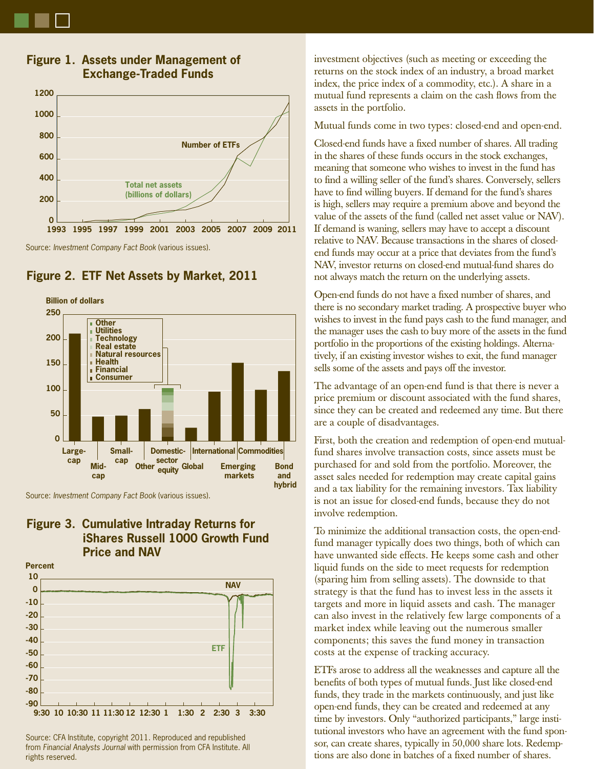**Figure 1. Assets under Management of Exchange-Traded Funds**

Source: *Investment Company Fact Book* (various issues).

**Figure 2. ETF Net Assets by Market, 2011**

Source: *Investment Company Fact Book* (various issues).

**Figure 3. Cumulative Intraday Returns for iShares Russell 1000 Growth Fund Price and NAV**

Source: CFA Institute, copyright 2011. Reproduced and republished from *Financial Analysts Journal* with permission from CFA Institute. All rights reserved.

investment objectives (such as meeting or exceeding the returns on the stock index of an industry, a broad market index, the price index of a commodity, etc.). A share in a mutual fund represents a claim on the cash flows from the assets in the portfolio.

Mutual funds come in two types: closed-end and open-end.

Closed-end funds have a fixed number of shares. All trading in the shares of these funds occurs in the stock exchanges, meaning that someone who wishes to invest in the fund has to find a willing seller of the fund's shares. Conversely, sellers have to find willing buyers. If demand for the fund's shares is high, sellers may require a premium above and beyond the value of the assets of the fund (called net asset value or NAV). If demand is waning, sellers may have to accept a discount relative to NAV. Because transactions in the shares of closed-end funds may occur at a price that deviates from the fund's NAV, investor returns on closed-end mutual-fund shares do not always match the return on the underlying assets.

Open-end funds do not have a fixed number of shares, and there is no secondary market trading. A prospective buyer who wishes to invest in the fund pays cash to the fund manager, and the manager uses the cash to buy more of the assets in the fund portfolio in the proportions of the existing holdings. Alternatively, if an existing investor wishes to exit, the fund manager sells some of the assets and pays off the investor.

The advantage of an open-end fund is that there is never a price premium or discount associated with the fund shares, since they can be created and redeemed any time. But there are a couple of disadvantages.

First, both the creation and redemption of open-end mutual-fund shares involve transaction costs, since assets must be purchased for and sold from the portfolio. Moreover, the asset sales needed for redemption may create capital gains and a tax liability for the remaining investors. Tax liability is not an issue for closed-end funds, because they do not involve redemption.

To minimize the additional transaction costs, the open-end-fund manager typically does two things, both of which can have unwanted side effects. He keeps some cash and other liquid funds on the side to meet requests for redemption (sparing him from selling assets). The downside to that strategy is that the fund has to invest less in the assets it targets and more in liquid assets and cash. The manager can also invest in the relatively few large components of a market index while leaving out the numerous smaller components; this saves the fund money in transaction costs at the expense of tracking accuracy.

ETFs arose to address all the weaknesses and capture all the benefits of both types of mutual funds. Just like closed-end funds, they trade in the markets continuously, and just like open-end funds, they can be created and redeemed at any time by investors. Only "authorized participants," large institutional investors who have an agreement with the fund sponsor, can create shares, typically in 50,000 share lots. Redemptions are also done in batches of a fixed number of shares.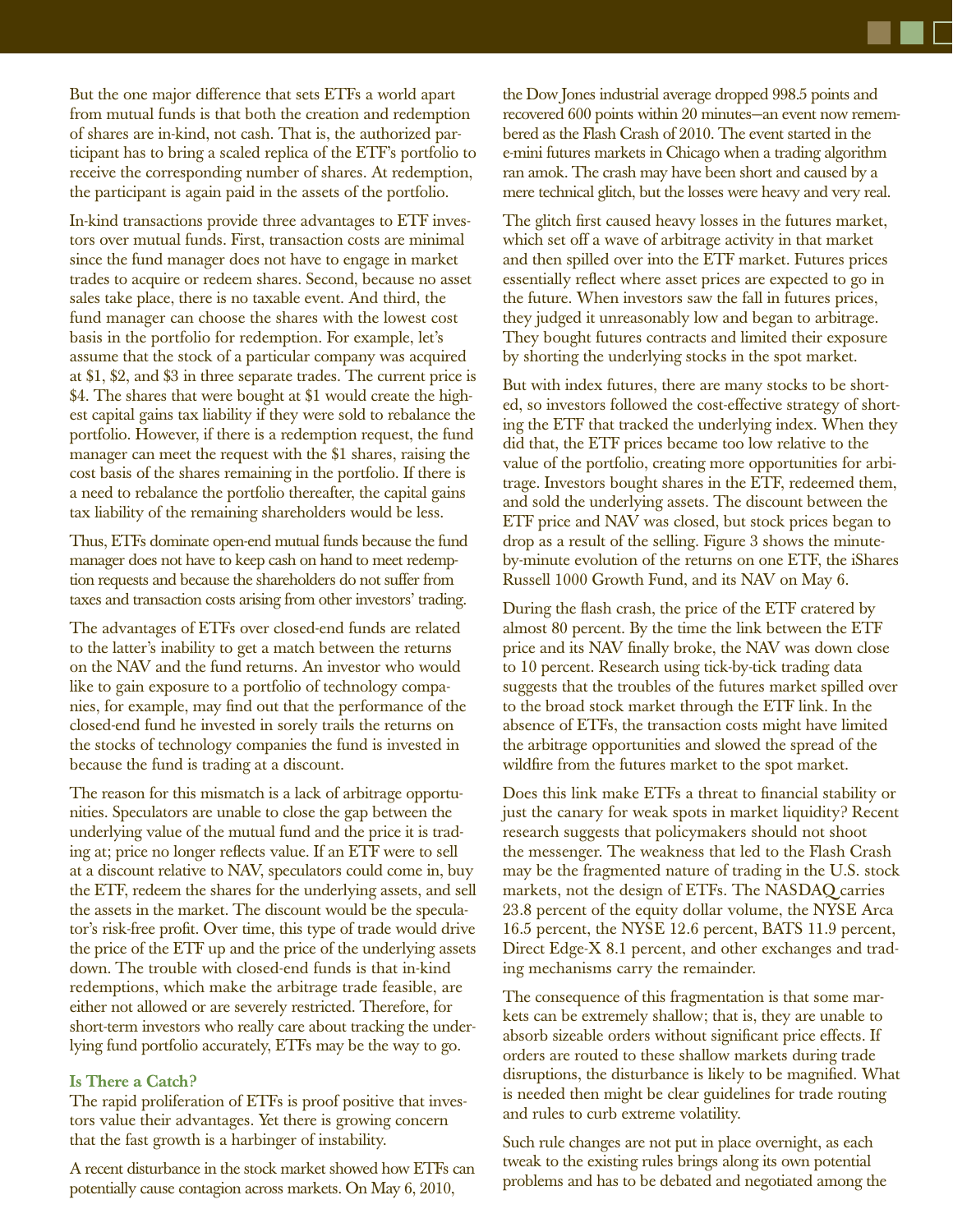But the one major difference that sets ETFs a world apart from mutual funds is that both the creation and redemption of shares are in-kind, not cash. That is, the authorized participant has to bring a scaled replica of the ETF's portfolio to receive the corresponding number of shares. At redemption, the participant is again paid in the assets of the portfolio.

In-kind transactions provide three advantages to ETF investors over mutual funds. First, transaction costs are minimal since the fund manager does not have to engage in market trades to acquire or redeem shares. Second, because no asset sales take place, there is no taxable event. And third, the fund manager can choose the shares with the lowest cost basis in the portfolio for redemption. For example, let's assume that the stock of a particular company was acquired at $1, $2, and $3 in three separate trades. The current price is $4. The shares that were bought at $1 would create the highest capital gains tax liability if they were sold to rebalance the portfolio. However, if there is a redemption request, the fund manager can meet the request with the $1 shares, raising the cost basis of the shares remaining in the portfolio. If there is a need to rebalance the portfolio thereafter, the capital gains tax liability of the remaining shareholders would be less.

Thus, ETFs dominate open-end mutual funds because the fund manager does not have to keep cash on hand to meet redemption requests and because the shareholders do not suffer from taxes and transaction costs arising from other investors' trading.

The advantages of ETFs over closed-end funds are related to the latter's inability to get a match between the returns on the NAV and the fund returns. An investor who would like to gain exposure to a portfolio of technology companies, for example, may find out that the performance of the closed-end fund he invested in sorely trails the returns on the stocks of technology companies the fund is invested in because the fund is trading at a discount.

The reason for this mismatch is a lack of arbitrage opportunities. Speculators are unable to close the gap between the underlying value of the mutual fund and the price it is trading at; price no longer reflects value. If an ETF were to sell at a discount relative to NAV, speculators could come in, buy the ETF, redeem the shares for the underlying assets, and sell the assets in the market. The discount would be the speculator's risk-free profit. Over time, this type of trade would drive the price of the ETF up and the price of the underlying assets down. The trouble with closed-end funds is that in-kind redemptions, which make the arbitrage trade feasible, are either not allowed or are severely restricted. Therefore, for short-term investors who really care about tracking the underlying fund portfolio accurately, ETFs may be the way to go.

### Is There a Catch?

The rapid proliferation of ETFs is proof positive that investors value their advantages. Yet there is growing concern that the fast growth is a harbinger of instability.

A recent disturbance in the stock market showed how ETFs can potentially cause contagion across markets. On May 6, 2010, the Dow Jones industrial average dropped 998.5 points and recovered 600 points within 20 minutes—an event now remembered as the Flash Crash of 2010. The event started in the e-mini futures markets in Chicago when a trading algorithm ran amok. The crash may have been short and caused by a mere technical glitch, but the losses were heavy and very real.

The glitch first caused heavy losses in the futures market, which set off a wave of arbitrage activity in that market and then spilled over into the ETF market. Futures prices essentially reflect where asset prices are expected to go in the future. When investors saw the fall in futures prices, they judged it unreasonably low and began to arbitrage. They bought futures contracts and limited their exposure by shorting the underlying stocks in the spot market.

But with index futures, there are many stocks to be shorted, so investors followed the cost-effective strategy of shorting the ETF that tracked the underlying index. When they did that, the ETF prices became too low relative to the value of the portfolio, creating more opportunities for arbitrage. Investors bought shares in the ETF, redeemed them, and sold the underlying assets. The discount between the ETF price and NAV was closed, but stock prices began to drop as a result of the selling. Figure 3 shows the minute-by-minute evolution of the returns on one ETF, the iShares Russell 1000 Growth Fund, and its NAV on May 6.

During the flash crash, the price of the ETF cratered by almost 80 percent. By the time the link between the ETF price and its NAV finally broke, the NAV was down close to 10 percent. Research using tick-by-tick trading data suggests that the troubles of the futures market spilled over to the broad stock market through the ETF link. In the absence of ETFs, the transaction costs might have limited the arbitrage opportunities and slowed the spread of the wildfire from the futures market to the spot market.

Does this link make ETFs a threat to financial stability or just the canary for weak spots in market liquidity? Recent research suggests that policymakers should not shoot the messenger. The weakness that led to the Flash Crash may be the fragmented nature of trading in the U.S. stock markets, not the design of ETFs. The NASDAQ carries 23.8 percent of the equity dollar volume, the NYSE Arca 16.5 percent, the NYSE 12.6 percent, BATS 11.9 percent, Direct Edge-X 8.1 percent, and other exchanges and trading mechanisms carry the remainder.

The consequence of this fragmentation is that some markets can be extremely shallow; that is, they are unable to absorb sizeable orders without significant price effects. If orders are routed to these shallow markets during trade disruptions, the disturbance is likely to be magnified. What is needed then might be clear guidelines for trade routing and rules to curb extreme volatility.

Such rule changes are not put in place overnight, as each tweak to the existing rules brings along its own potential problems and has to be debated and negotiated among the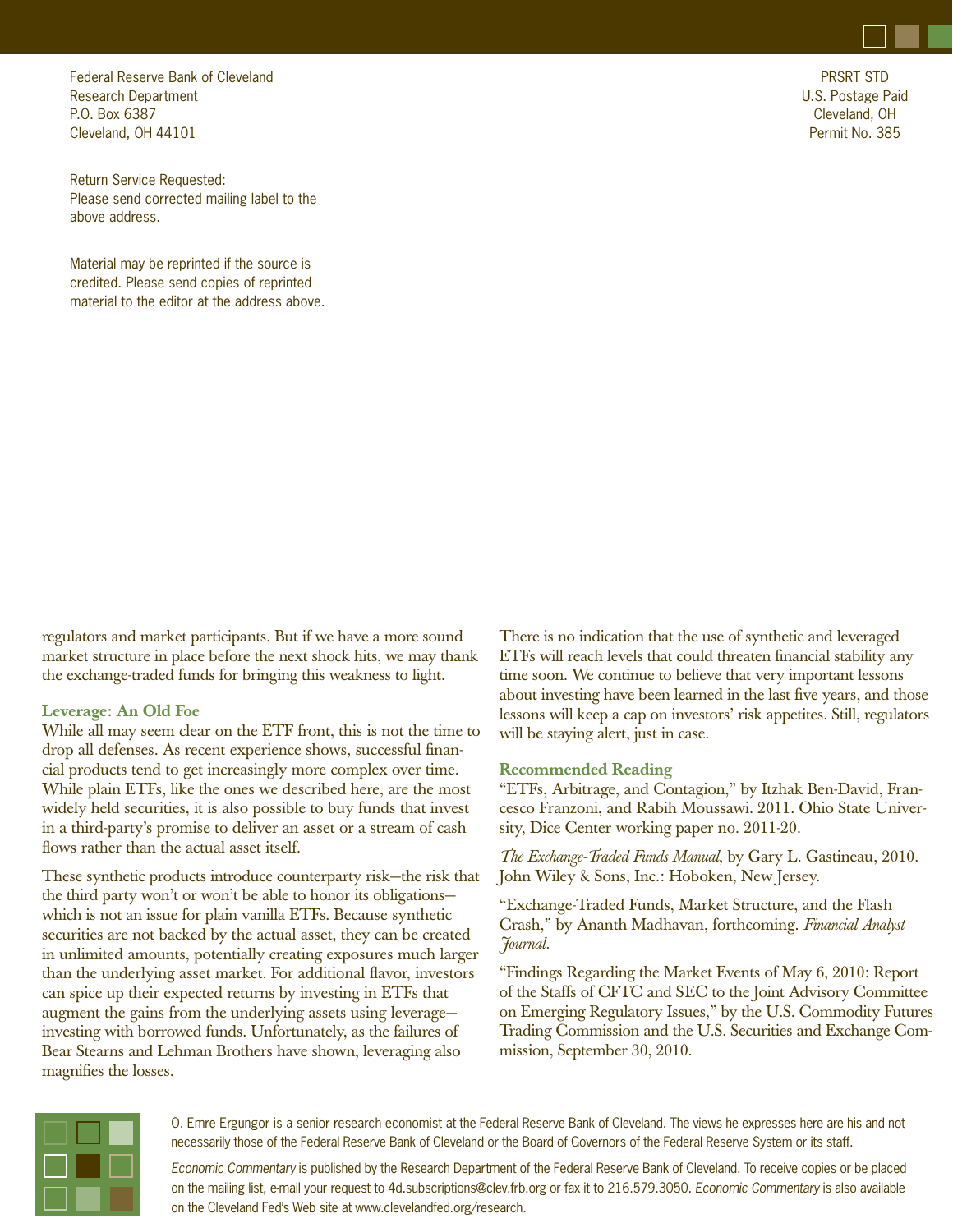Federal Reserve Bank of Cleveland
Research Department
P.O. Box 6387
Cleveland, OH 44101

Return Service Requested:
Please send corrected mailing label to the above address.

Material may be reprinted if the source is credited. Please send copies of reprinted material to the editor at the address above.

PRSRT STD
U.S. Postage Paid
Cleveland, OH
Permit No. 385

regulators and market participants. But if we have a more sound market structure in place before the next shock hits, we may thank the exchange-traded funds for bringing this weakness to light.

### Leverage: An Old Foe

While all may seem clear on the ETF front, this is not the time to drop all defenses. As recent experience shows, successful financial products tend to get increasingly more complex over time. While plain ETFs, like the ones we described here, are the most widely held securities, it is also possible to buy funds that invest in a third-party's promise to deliver an asset or a stream of cash flows rather than the actual asset itself.

These synthetic products introduce counterparty risk—the risk that the third party won't or won't be able to honor its obligations—which is not an issue for plain vanilla ETFs. Because synthetic securities are not backed by the actual asset, they can be created in unlimited amounts, potentially creating exposures much larger than the underlying asset market. For additional flavor, investors can spice up their expected returns by investing in ETFs that augment the gains from the underlying assets using leverage—investing with borrowed funds. Unfortunately, as the failures of Bear Stearns and Lehman Brothers have shown, leveraging also magnifies the losses.

There is no indication that the use of synthetic and leveraged ETFs will reach levels that could threaten financial stability any time soon. We continue to believe that very important lessons about investing have been learned in the last five years, and those lessons will keep a cap on investors' risk appetites. Still, regulators will be staying alert, just in case.

### Recommended Reading

"ETFs, Arbitrage, and Contagion," by Itzhak Ben-David, Francesco Franzoni, and Rabih Moussawi. 2011. Ohio State University, Dice Center working paper no. 2011-20.

*The Exchange-Traded Funds Manual*, by Gary L. Gastineau, 2010. John Wiley & Sons, Inc.: Hoboken, New Jersey.

"Exchange-Traded Funds, Market Structure, and the Flash Crash," by Ananth Madhavan, forthcoming. *Financial Analyst Journal*.

"Findings Regarding the Market Events of May 6, 2010: Report of the Staffs of CFTC and SEC to the Joint Advisory Committee on Emerging Regulatory Issues," by the U.S. Commodity Futures Trading Commission and the U.S. Securities and Exchange Commission, September 30, 2010.

O. Emre Ergungor is a senior research economist at the Federal Reserve Bank of Cleveland. The views he expresses here are his and not necessarily those of the Federal Reserve Bank of Cleveland or the Board of Governors of the Federal Reserve System or its staff.

*Economic Commentary* is published by the Research Department of the Federal Reserve Bank of Cleveland. To receive copies or be placed on the mailing list, e-mail your request to 4d.subscriptions@clev.frb.org or fax it to 216.579.3050. *Economic Commentary* is also available on the Cleveland Fed's Web site at www.clevelandfed.org/research.